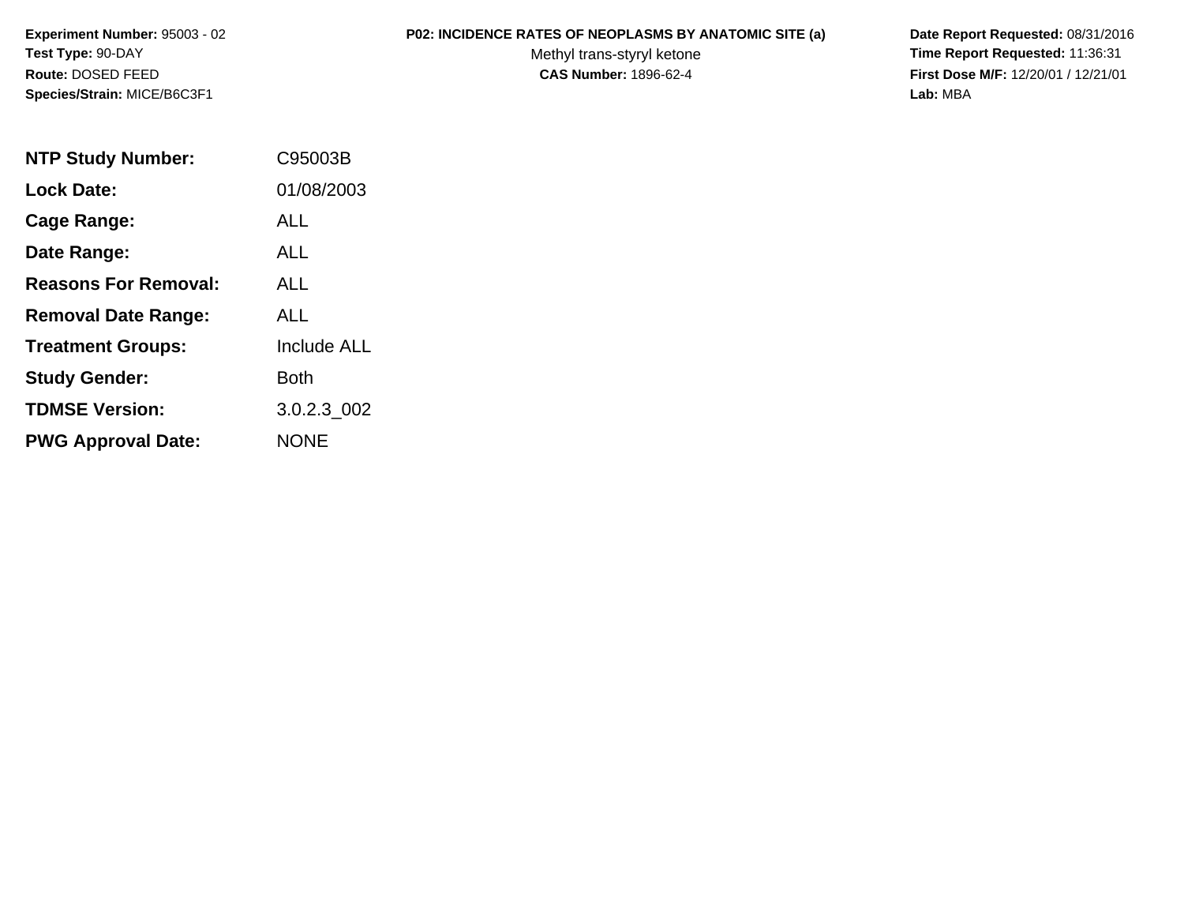**Experiment Number:** 95003 - 02
**Test Type:** 90-DAY
**Route:** DOSED FEED
**Species/Strain:** MICE/B6C3F1

**P02: INCIDENCE RATES OF NEOPLASMS BY ANATOMIC SITE (a)**
Methyl trans-styryl ketone
**CAS Number:** 1896-62-4

**Date Report Requested:** 08/31/2016
**Time Report Requested:** 11:36:31
**First Dose M/F:** 12/20/01 / 12/21/01
**Lab:** MBA

| | |
|---|---|
| **NTP Study Number:** | C95003B |
| **Lock Date:** | 01/08/2003 |
| **Cage Range:** | ALL |
| **Date Range:** | ALL |
| **Reasons For Removal:** | ALL |
| **Removal Date Range:** | ALL |
| **Treatment Groups:** | Include ALL |
| **Study Gender:** | Both |
| **TDMSE Version:** | 3.0.2.3_002 |
| **PWG Approval Date:** | NONE |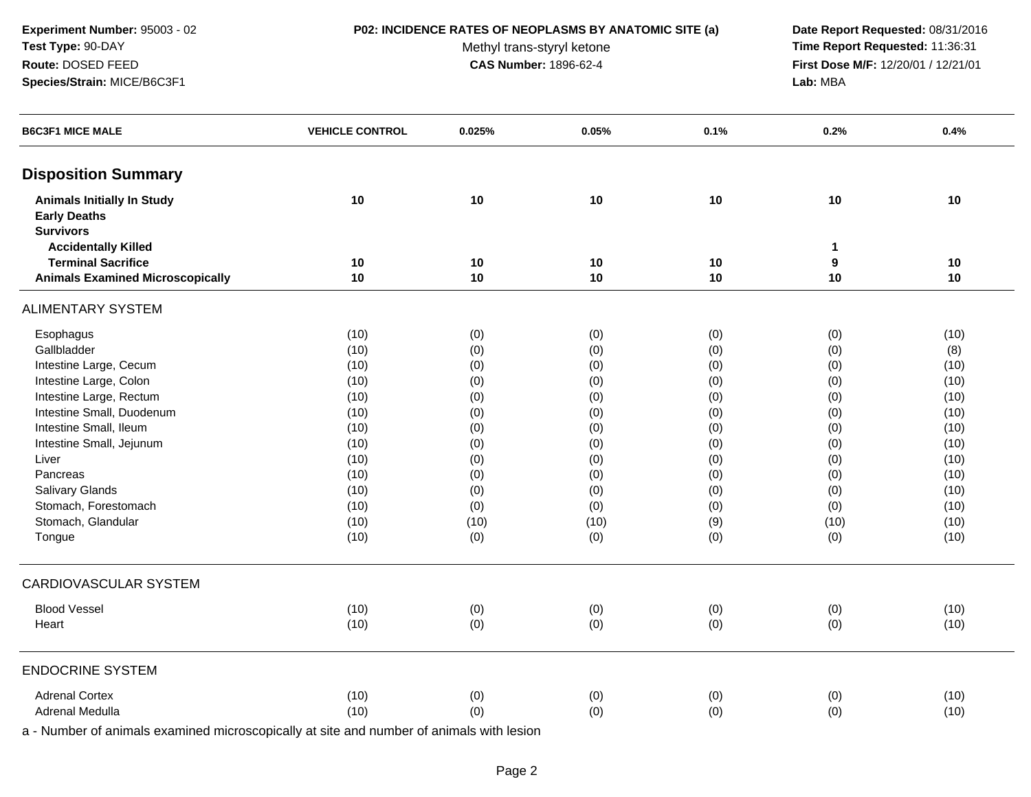Experiment Number: 95003 - 02
Test Type: 90-DAY
Route: DOSED FEED
Species/Strain: MICE/B6C3F1

**P02: INCIDENCE RATES OF NEOPLASMS BY ANATOMIC SITE (a)**
Methyl trans-styryl ketone
**CAS Number:** 1896-62-4

Date Report Requested: 08/31/2016
Time Report Requested: 11:36:31
First Dose M/F: 12/20/01 / 12/21/01
Lab: MBA

| B6C3F1 MICE MALE | VEHICLE CONTROL | 0.025% | 0.05% | 0.1% | 0.2% | 0.4% |
|---|---|---|---|---|---|---|
| **Disposition Summary** | | | | | | |
| **Animals Initially In Study** | **10** | **10** | **10** | **10** | **10** | **10** |
| **Early Deaths** | | | | | | |
| **Survivors** | | | | | | |
| **Accidentally Killed** | | | | | **1** | |
| **Terminal Sacrifice** | **10** | **10** | **10** | **10** | **9** | **10** |
| **Animals Examined Microscopically** | **10** | **10** | **10** | **10** | **10** | **10** |
| ALIMENTARY SYSTEM | | | | | | |
| Esophagus | (10) | (0) | (0) | (0) | (0) | (10) |
| Gallbladder | (10) | (0) | (0) | (0) | (0) | (8) |
| Intestine Large, Cecum | (10) | (0) | (0) | (0) | (0) | (10) |
| Intestine Large, Colon | (10) | (0) | (0) | (0) | (0) | (10) |
| Intestine Large, Rectum | (10) | (0) | (0) | (0) | (0) | (10) |
| Intestine Small, Duodenum | (10) | (0) | (0) | (0) | (0) | (10) |
| Intestine Small, Ileum | (10) | (0) | (0) | (0) | (0) | (10) |
| Intestine Small, Jejunum | (10) | (0) | (0) | (0) | (0) | (10) |
| Liver | (10) | (0) | (0) | (0) | (0) | (10) |
| Pancreas | (10) | (0) | (0) | (0) | (0) | (10) |
| Salivary Glands | (10) | (0) | (0) | (0) | (0) | (10) |
| Stomach, Forestomach | (10) | (0) | (0) | (0) | (0) | (10) |
| Stomach, Glandular | (10) | (10) | (10) | (9) | (10) | (10) |
| Tongue | (10) | (0) | (0) | (0) | (0) | (10) |
| CARDIOVASCULAR SYSTEM | | | | | | |
| Blood Vessel | (10) | (0) | (0) | (0) | (0) | (10) |
| Heart | (10) | (0) | (0) | (0) | (0) | (10) |
| ENDOCRINE SYSTEM | | | | | | |
| Adrenal Cortex | (10) | (0) | (0) | (0) | (0) | (10) |
| Adrenal Medulla | (10) | (0) | (0) | (0) | (0) | (10) |

a - Number of animals examined microscopically at site and number of animals with lesion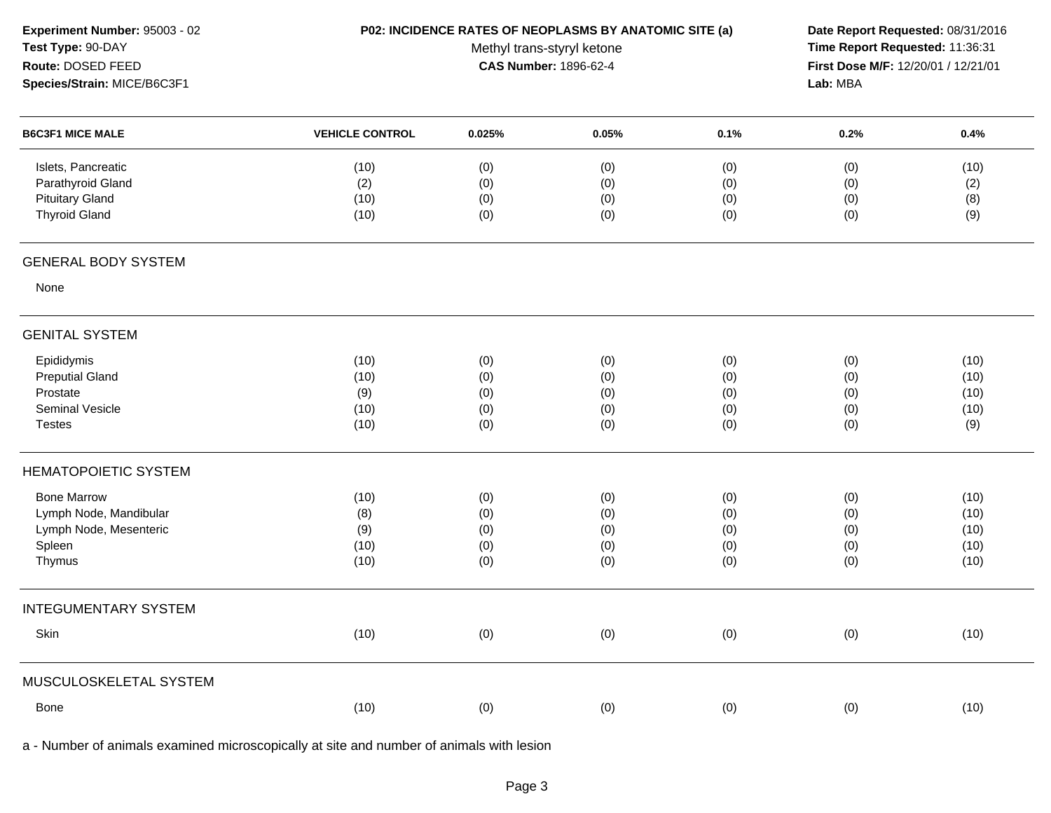**Experiment Number:** 95003 - 02
**Test Type:** 90-DAY
**Route:** DOSED FEED
**Species/Strain:** MICE/B6C3F1

**P02: INCIDENCE RATES OF NEOPLASMS BY ANATOMIC SITE (a)**
Methyl trans-styryl ketone
**CAS Number:** 1896-62-4

**Date Report Requested:** 08/31/2016
**Time Report Requested:** 11:36:31
**First Dose M/F:** 12/20/01 / 12/21/01
**Lab:** MBA

| B6C3F1 MICE MALE | VEHICLE CONTROL | 0.025% | 0.05% | 0.1% | 0.2% | 0.4% |
|---|---|---|---|---|---|---|
| Islets, Pancreatic | (10) | (0) | (0) | (0) | (0) | (10) |
| Parathyroid Gland | (2) | (0) | (0) | (0) | (0) | (2) |
| Pituitary Gland | (10) | (0) | (0) | (0) | (0) | (8) |
| Thyroid Gland | (10) | (0) | (0) | (0) | (0) | (9) |
| **GENERAL BODY SYSTEM** | | | | | | |
| None | | | | | | |
| **GENITAL SYSTEM** | | | | | | |
| Epididymis | (10) | (0) | (0) | (0) | (0) | (10) |
| Preputial Gland | (10) | (0) | (0) | (0) | (0) | (10) |
| Prostate | (9) | (0) | (0) | (0) | (0) | (10) |
| Seminal Vesicle | (10) | (0) | (0) | (0) | (0) | (10) |
| Testes | (10) | (0) | (0) | (0) | (0) | (9) |
| **HEMATOPOIETIC SYSTEM** | | | | | | |
| Bone Marrow | (10) | (0) | (0) | (0) | (0) | (10) |
| Lymph Node, Mandibular | (8) | (0) | (0) | (0) | (0) | (10) |
| Lymph Node, Mesenteric | (9) | (0) | (0) | (0) | (0) | (10) |
| Spleen | (10) | (0) | (0) | (0) | (0) | (10) |
| Thymus | (10) | (0) | (0) | (0) | (0) | (10) |
| **INTEGUMENTARY SYSTEM** | | | | | | |
| Skin | (10) | (0) | (0) | (0) | (0) | (10) |
| **MUSCULOSKELETAL SYSTEM** | | | | | | |
| Bone | (10) | (0) | (0) | (0) | (0) | (10) |

a - Number of animals examined microscopically at site and number of animals with lesion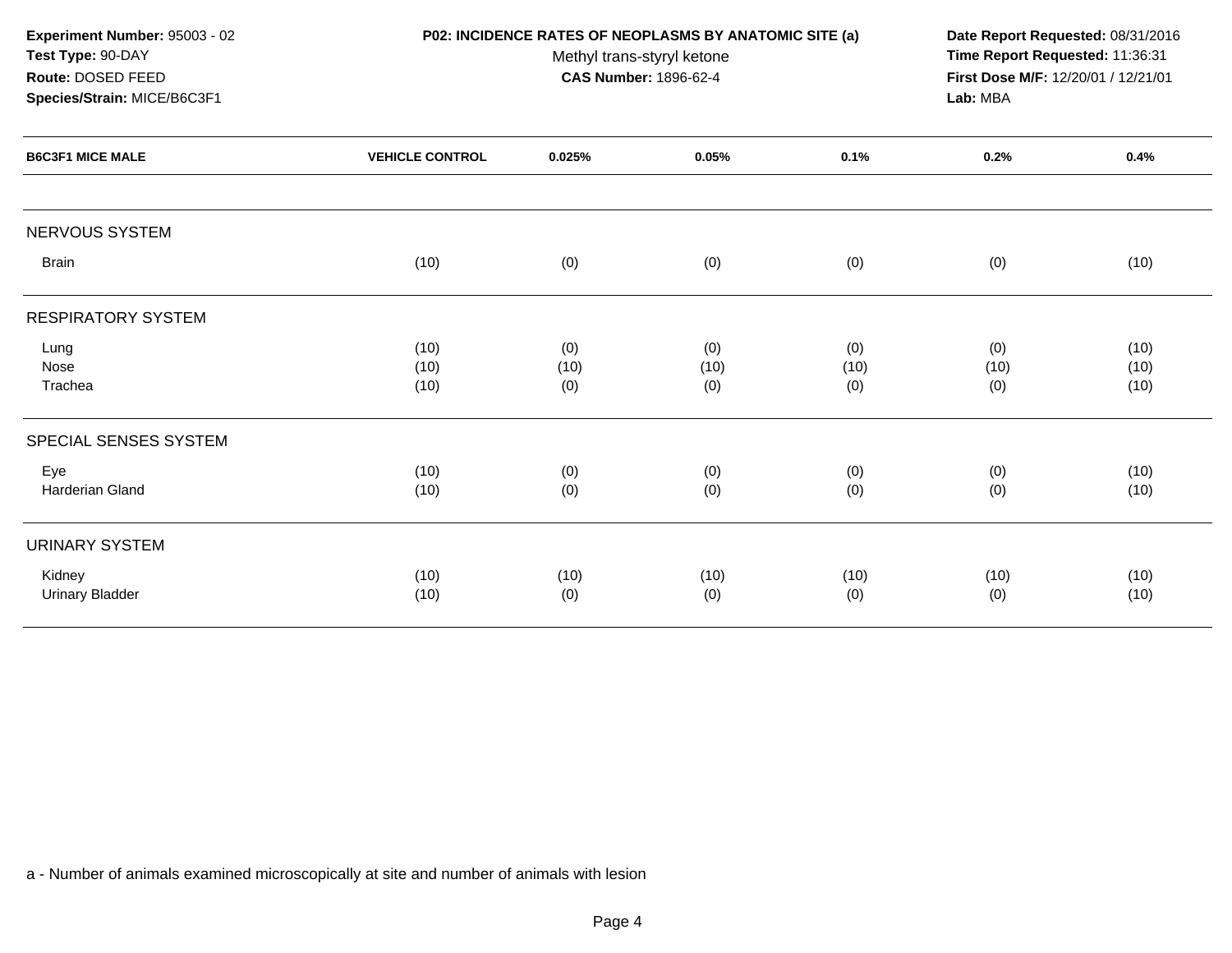**Experiment Number:** 95003 - 02
**Test Type:** 90-DAY
**Route:** DOSED FEED
**Species/Strain:** MICE/B6C3F1

**P02: INCIDENCE RATES OF NEOPLASMS BY ANATOMIC SITE (a)**
Methyl trans-styryl ketone
**CAS Number:** 1896-62-4

**Date Report Requested:** 08/31/2016
**Time Report Requested:** 11:36:31
**First Dose M/F:** 12/20/01 / 12/21/01
**Lab:** MBA

| B6C3F1 MICE MALE | VEHICLE CONTROL | 0.025% | 0.05% | 0.1% | 0.2% | 0.4% |
|---|---|---|---|---|---|---|
| NERVOUS SYSTEM | | | | | | |
| Brain | (10) | (0) | (0) | (0) | (0) | (10) |
| RESPIRATORY SYSTEM | | | | | | |
| Lung | (10) | (0) | (0) | (0) | (0) | (10) |
| Nose | (10) | (10) | (10) | (10) | (10) | (10) |
| Trachea | (10) | (0) | (0) | (0) | (0) | (10) |
| SPECIAL SENSES SYSTEM | | | | | | |
| Eye | (10) | (0) | (0) | (0) | (0) | (10) |
| Harderian Gland | (10) | (0) | (0) | (0) | (0) | (10) |
| URINARY SYSTEM | | | | | | |
| Kidney | (10) | (10) | (10) | (10) | (10) | (10) |
| Urinary Bladder | (10) | (0) | (0) | (0) | (0) | (10) |

a - Number of animals examined microscopically at site and number of animals with lesion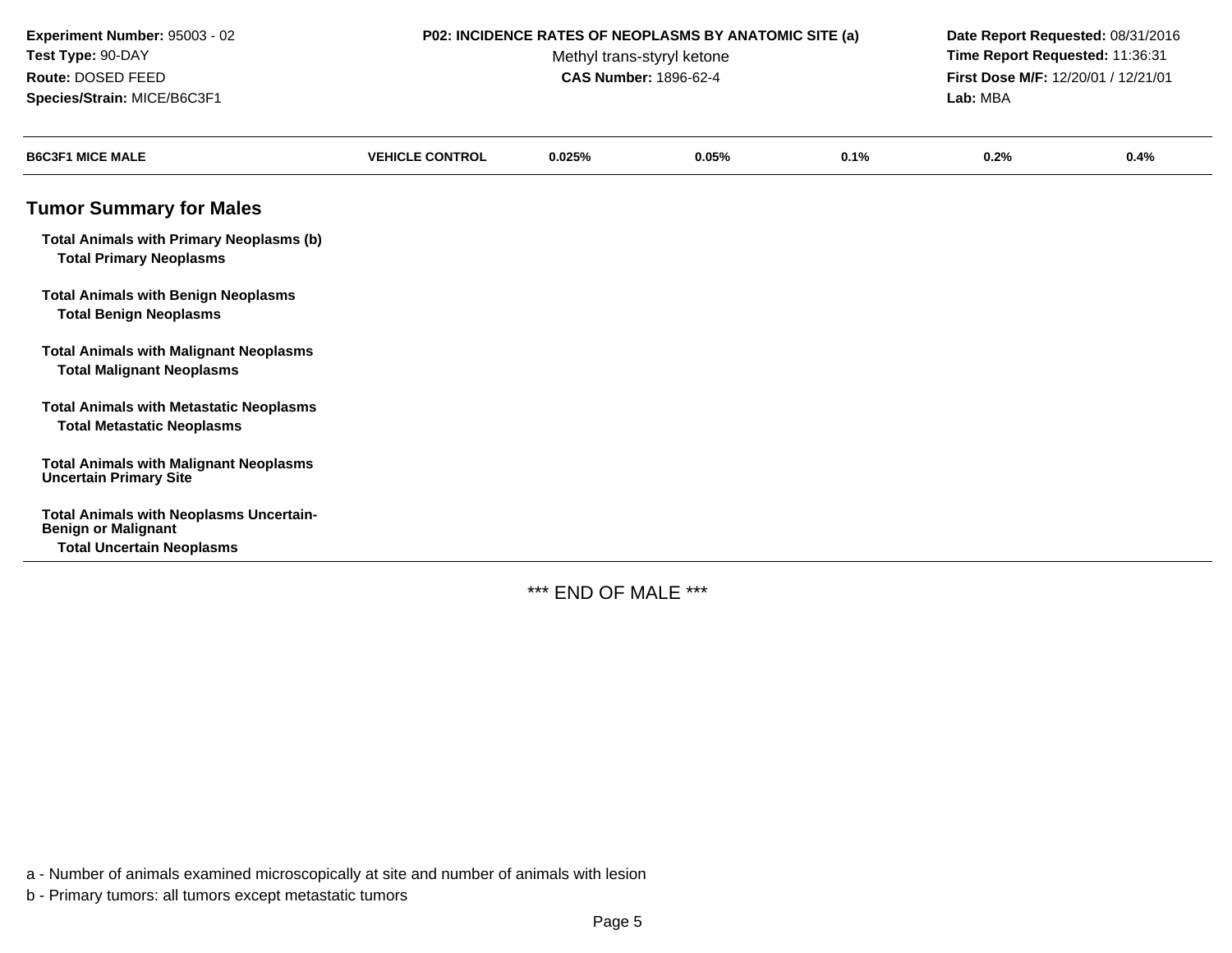**Experiment Number:** 95003 - 02
**Test Type:** 90-DAY
**Route:** DOSED FEED
**Species/Strain:** MICE/B6C3F1

**P02: INCIDENCE RATES OF NEOPLASMS BY ANATOMIC SITE (a)**
Methyl trans-styryl ketone
**CAS Number:** 1896-62-4

**Date Report Requested:** 08/31/2016
**Time Report Requested:** 11:36:31
**First Dose M/F:** 12/20/01 / 12/21/01
**Lab:** MBA

| B6C3F1 MICE MALE | VEHICLE CONTROL | 0.025% | 0.05% | 0.1% | 0.2% | 0.4% |
|---|---|---|---|---|---|---|
| **Tumor Summary for Males** | | | | | | |
| **Total Animals with Primary Neoplasms (b)** | | | | | | |
| **Total Primary Neoplasms** | | | | | | |
| **Total Animals with Benign Neoplasms** | | | | | | |
| **Total Benign Neoplasms** | | | | | | |
| **Total Animals with Malignant Neoplasms** | | | | | | |
| **Total Malignant Neoplasms** | | | | | | |
| **Total Animals with Metastatic Neoplasms** | | | | | | |
| **Total Metastatic Neoplasms** | | | | | | |
| **Total Animals with Malignant Neoplasms Uncertain Primary Site** | | | | | | |
| **Total Animals with Neoplasms Uncertain-Benign or Malignant** | | | | | | |
| **Total Uncertain Neoplasms** | | | | | | |

*** END OF MALE ***

a - Number of animals examined microscopically at site and number of animals with lesion

b - Primary tumors: all tumors except metastatic tumors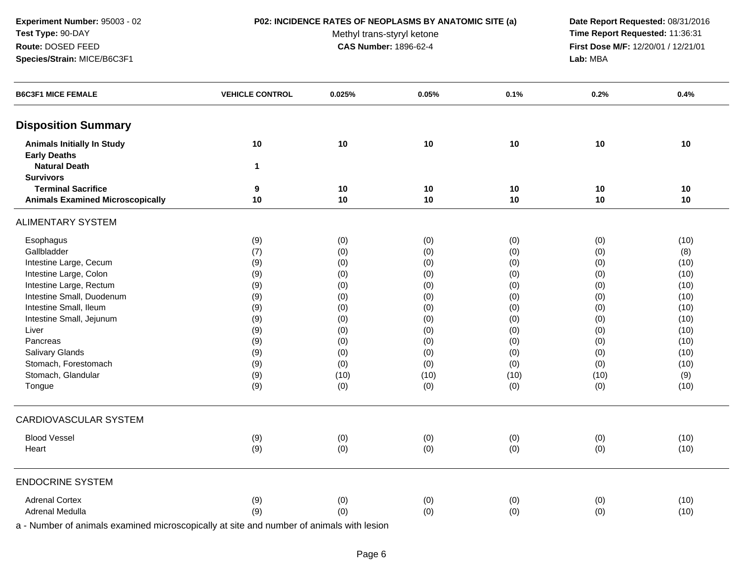**Experiment Number:** 95003 - 02
**Test Type:** 90-DAY
**Route:** DOSED FEED
**Species/Strain:** MICE/B6C3F1

**P02: INCIDENCE RATES OF NEOPLASMS BY ANATOMIC SITE (a)**
Methyl trans-styryl ketone
**CAS Number:** 1896-62-4

**Date Report Requested:** 08/31/2016
**Time Report Requested:** 11:36:31
**First Dose M/F:** 12/20/01 / 12/21/01
**Lab:** MBA

| B6C3F1 MICE FEMALE | VEHICLE CONTROL | 0.025% | 0.05% | 0.1% | 0.2% | 0.4% |
|---|---|---|---|---|---|---|
| **Disposition Summary** | | | | | | |
| **Animals Initially In Study** | **10** | **10** | **10** | **10** | **10** | **10** |
| **Early Deaths** | | | | | | |
| **Natural Death** | **1** | | | | | |
| **Survivors** | | | | | | |
| **Terminal Sacrifice** | **9** | **10** | **10** | **10** | **10** | **10** |
| **Animals Examined Microscopically** | **10** | **10** | **10** | **10** | **10** | **10** |
| ALIMENTARY SYSTEM | | | | | | |
| Esophagus | (9) | (0) | (0) | (0) | (0) | (10) |
| Gallbladder | (7) | (0) | (0) | (0) | (0) | (8) |
| Intestine Large, Cecum | (9) | (0) | (0) | (0) | (0) | (10) |
| Intestine Large, Colon | (9) | (0) | (0) | (0) | (0) | (10) |
| Intestine Large, Rectum | (9) | (0) | (0) | (0) | (0) | (10) |
| Intestine Small, Duodenum | (9) | (0) | (0) | (0) | (0) | (10) |
| Intestine Small, Ileum | (9) | (0) | (0) | (0) | (0) | (10) |
| Intestine Small, Jejunum | (9) | (0) | (0) | (0) | (0) | (10) |
| Liver | (9) | (0) | (0) | (0) | (0) | (10) |
| Pancreas | (9) | (0) | (0) | (0) | (0) | (10) |
| Salivary Glands | (9) | (0) | (0) | (0) | (0) | (10) |
| Stomach, Forestomach | (9) | (0) | (0) | (0) | (0) | (10) |
| Stomach, Glandular | (9) | (10) | (10) | (10) | (10) | (9) |
| Tongue | (9) | (0) | (0) | (0) | (0) | (10) |
| CARDIOVASCULAR SYSTEM | | | | | | |
| Blood Vessel | (9) | (0) | (0) | (0) | (0) | (10) |
| Heart | (9) | (0) | (0) | (0) | (0) | (10) |
| ENDOCRINE SYSTEM | | | | | | |
| Adrenal Cortex | (9) | (0) | (0) | (0) | (0) | (10) |
| Adrenal Medulla | (9) | (0) | (0) | (0) | (0) | (10) |

a - Number of animals examined microscopically at site and number of animals with lesion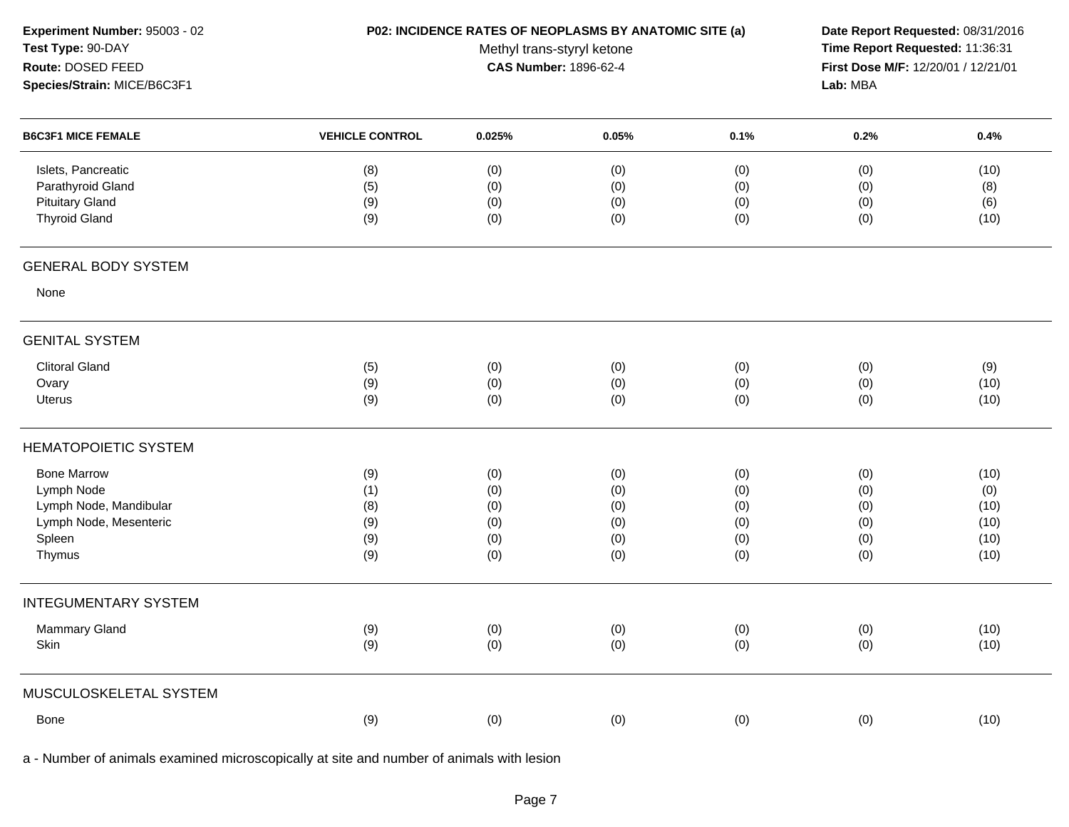**Experiment Number:** 95003 - 02
**Test Type:** 90-DAY
**Route:** DOSED FEED
**Species/Strain:** MICE/B6C3F1

**P02: INCIDENCE RATES OF NEOPLASMS BY ANATOMIC SITE (a)**
Methyl trans-styryl ketone
**CAS Number:** 1896-62-4

**Date Report Requested:** 08/31/2016
**Time Report Requested:** 11:36:31
**First Dose M/F:** 12/20/01 / 12/21/01
**Lab:** MBA

| B6C3F1 MICE FEMALE | VEHICLE CONTROL | 0.025% | 0.05% | 0.1% | 0.2% | 0.4% |
|---|---|---|---|---|---|---|
| Islets, Pancreatic | (8) | (0) | (0) | (0) | (0) | (10) |
| Parathyroid Gland | (5) | (0) | (0) | (0) | (0) | (8) |
| Pituitary Gland | (9) | (0) | (0) | (0) | (0) | (6) |
| Thyroid Gland | (9) | (0) | (0) | (0) | (0) | (10) |
| **GENERAL BODY SYSTEM** | | | | | | |
| None | | | | | | |
| **GENITAL SYSTEM** | | | | | | |
| Clitoral Gland | (5) | (0) | (0) | (0) | (0) | (9) |
| Ovary | (9) | (0) | (0) | (0) | (0) | (10) |
| Uterus | (9) | (0) | (0) | (0) | (0) | (10) |
| **HEMATOPOIETIC SYSTEM** | | | | | | |
| Bone Marrow | (9) | (0) | (0) | (0) | (0) | (10) |
| Lymph Node | (1) | (0) | (0) | (0) | (0) | (0) |
| Lymph Node, Mandibular | (8) | (0) | (0) | (0) | (0) | (10) |
| Lymph Node, Mesenteric | (9) | (0) | (0) | (0) | (0) | (10) |
| Spleen | (9) | (0) | (0) | (0) | (0) | (10) |
| Thymus | (9) | (0) | (0) | (0) | (0) | (10) |
| **INTEGUMENTARY SYSTEM** | | | | | | |
| Mammary Gland | (9) | (0) | (0) | (0) | (0) | (10) |
| Skin | (9) | (0) | (0) | (0) | (0) | (10) |
| **MUSCULOSKELETAL SYSTEM** | | | | | | |
| Bone | (9) | (0) | (0) | (0) | (0) | (10) |

a - Number of animals examined microscopically at site and number of animals with lesion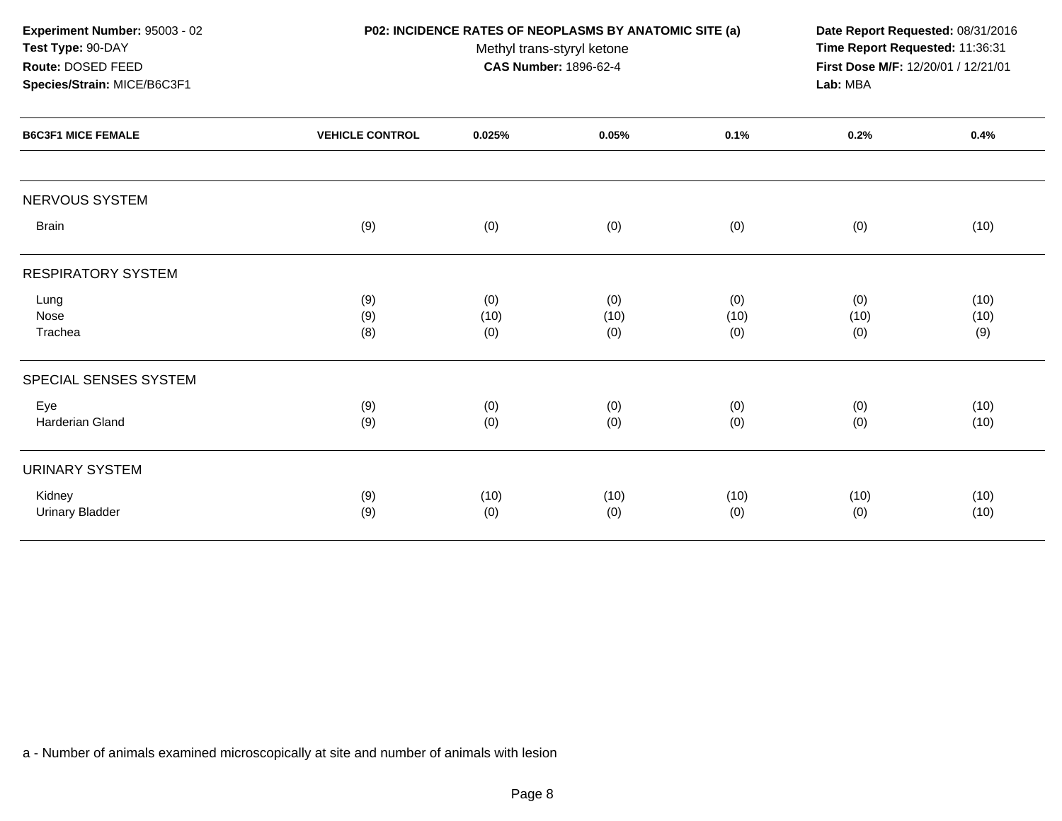**Experiment Number:** 95003 - 02
**Test Type:** 90-DAY
**Route:** DOSED FEED
**Species/Strain:** MICE/B6C3F1

**P02: INCIDENCE RATES OF NEOPLASMS BY ANATOMIC SITE (a)**
Methyl trans-styryl ketone
**CAS Number:** 1896-62-4

**Date Report Requested:** 08/31/2016
**Time Report Requested:** 11:36:31
**First Dose M/F:** 12/20/01 / 12/21/01
**Lab:** MBA

| B6C3F1 MICE FEMALE | VEHICLE CONTROL | 0.025% | 0.05% | 0.1% | 0.2% | 0.4% |
|---|---|---|---|---|---|---|
| NERVOUS SYSTEM | | | | | | |
| Brain | (9) | (0) | (0) | (0) | (0) | (10) |
| RESPIRATORY SYSTEM | | | | | | |
| Lung | (9) | (0) | (0) | (0) | (0) | (10) |
| Nose | (9) | (10) | (10) | (10) | (10) | (10) |
| Trachea | (8) | (0) | (0) | (0) | (0) | (9) |
| SPECIAL SENSES SYSTEM | | | | | | |
| Eye | (9) | (0) | (0) | (0) | (0) | (10) |
| Harderian Gland | (9) | (0) | (0) | (0) | (0) | (10) |
| URINARY SYSTEM | | | | | | |
| Kidney | (9) | (10) | (10) | (10) | (10) | (10) |
| Urinary Bladder | (9) | (0) | (0) | (0) | (0) | (10) |

a - Number of animals examined microscopically at site and number of animals with lesion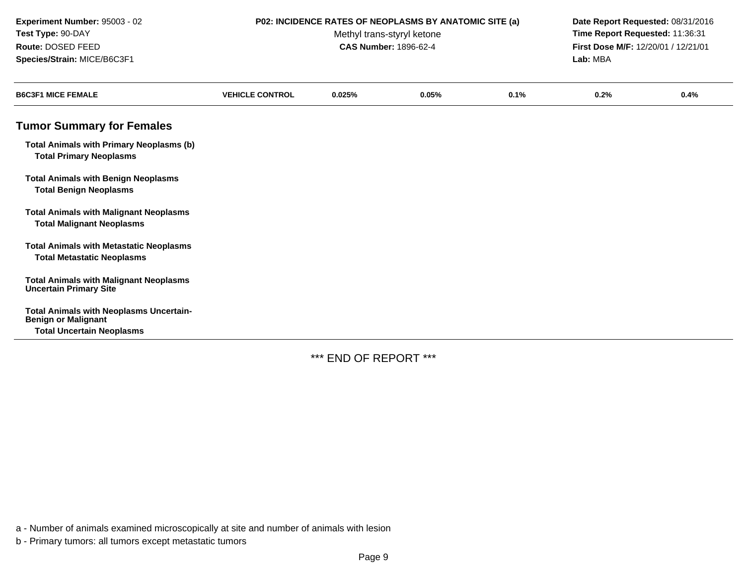**Experiment Number:** 95003 - 02
**Test Type:** 90-DAY
**Route:** DOSED FEED
**Species/Strain:** MICE/B6C3F1

**P02: INCIDENCE RATES OF NEOPLASMS BY ANATOMIC SITE (a)**
Methyl trans-styryl ketone
**CAS Number:** 1896-62-4

**Date Report Requested:** 08/31/2016
**Time Report Requested:** 11:36:31
**First Dose M/F:** 12/20/01 / 12/21/01
**Lab:** MBA

| B6C3F1 MICE FEMALE | VEHICLE CONTROL | 0.025% | 0.05% | 0.1% | 0.2% | 0.4% |
|---|---|---|---|---|---|---|

## Tumor Summary for Females

| | | | | | | |
|---|---|---|---|---|---|---|
| **Total Animals with Primary Neoplasms (b)** | | | | | | |
| **Total Primary Neoplasms** | | | | | | |
| **Total Animals with Benign Neoplasms** | | | | | | |
| **Total Benign Neoplasms** | | | | | | |
| **Total Animals with Malignant Neoplasms** | | | | | | |
| **Total Malignant Neoplasms** | | | | | | |
| **Total Animals with Metastatic Neoplasms** | | | | | | |
| **Total Metastatic Neoplasms** | | | | | | |
| **Total Animals with Malignant Neoplasms Uncertain Primary Site** | | | | | | |
| **Total Animals with Neoplasms Uncertain-Benign or Malignant** | | | | | | |
| **Total Uncertain Neoplasms** | | | | | | |

*** END OF REPORT ***

a - Number of animals examined microscopically at site and number of animals with lesion

b - Primary tumors: all tumors except metastatic tumors